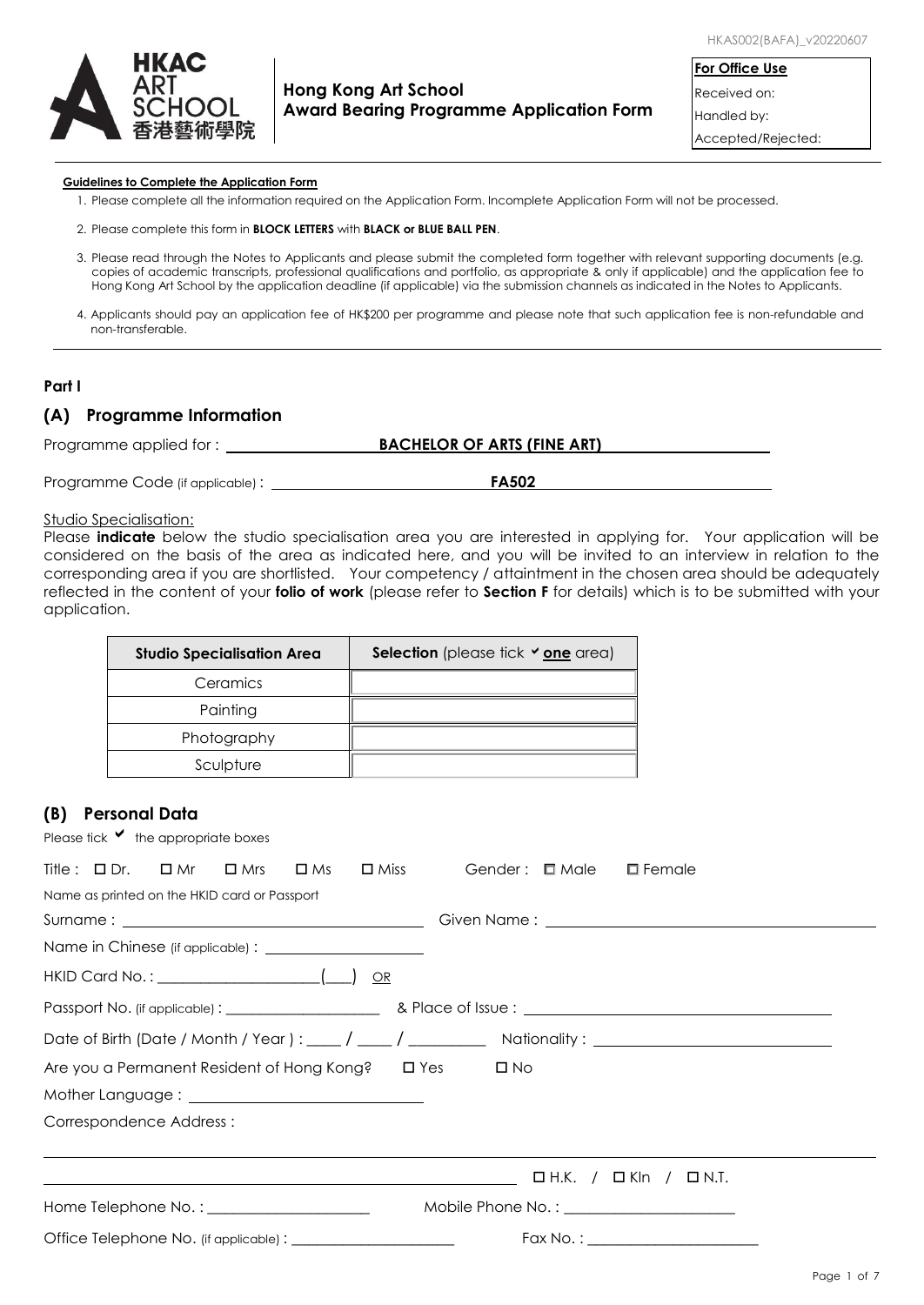HKAC ART SCHOOL 香港藝術學院

**Hong Kong Art School**
**Award Bearing Programme Application Form**

| **For Office Use** |
|---|
| Received on: |
| Handled by: |
| Accepted/Rejected: |

**Guidelines to Complete the Application Form**

1. Please complete all the information required on the Application Form. Incomplete Application Form will not be processed.
2. Please complete this form in **BLOCK LETTERS** with **BLACK or BLUE BALL PEN**.
3. Please read through the Notes to Applicants and please submit the completed form together with relevant supporting documents (e.g. copies of academic transcripts, professional qualifications and portfolio, as appropriate & only if applicable) and the application fee to Hong Kong Art School by the application deadline (if applicable) via the submission channels as indicated in the Notes to Applicants.
4. Applicants should pay an application fee of HK$200 per programme and please note that such application fee is non-refundable and non-transferable.

**Part I**

## (A) Programme Information

Programme applied for : **BACHELOR OF ARTS (FINE ART)**

Programme Code (if applicable) : **FA502**

Studio Specialisation:

Please **indicate** below the studio specialisation area you are interested in applying for. Your application will be considered on the basis of the area as indicated here, and you will be invited to an interview in relation to the corresponding area if you are shortlisted. Your competency / attaintment in the chosen area should be adequately reflected in the content of your **folio of work** (please refer to **Section F** for details) which is to be submitted with your application.

| **Studio Specialisation Area** | **Selection** (please tick ✔ **one** area) |
|---|---|
| Ceramics | |
| Painting | |
| Photography | |
| Sculpture | |

## (B) Personal Data

Please tick ✔ the appropriate boxes

Title : ☐ Dr. ☐ Mr ☐ Mrs ☐ Ms ☐ Miss Gender : ☐ Male ☐ Female

Name as printed on the HKID card or Passport

Surname : ______________________ Given Name : ______________________

Name in Chinese (if applicable) : ______________________

HKID Card No. : ______________________(___) OR

Passport No. (if applicable) : ______________________ & Place of Issue : ______________________

Date of Birth (Date / Month / Year ) : ____ / ____ / ________ Nationality : ______________________

Are you a Permanent Resident of Hong Kong? ☐ Yes ☐ No

Mother Language : ______________________

Correspondence Address :

______________________________________________

______________________________________________ ☐ H.K. / ☐ Kln / ☐ N.T.

Home Telephone No. : ______________________ Mobile Phone No. : ______________________

Office Telephone No. (if applicable) : ______________________ Fax No. : ______________________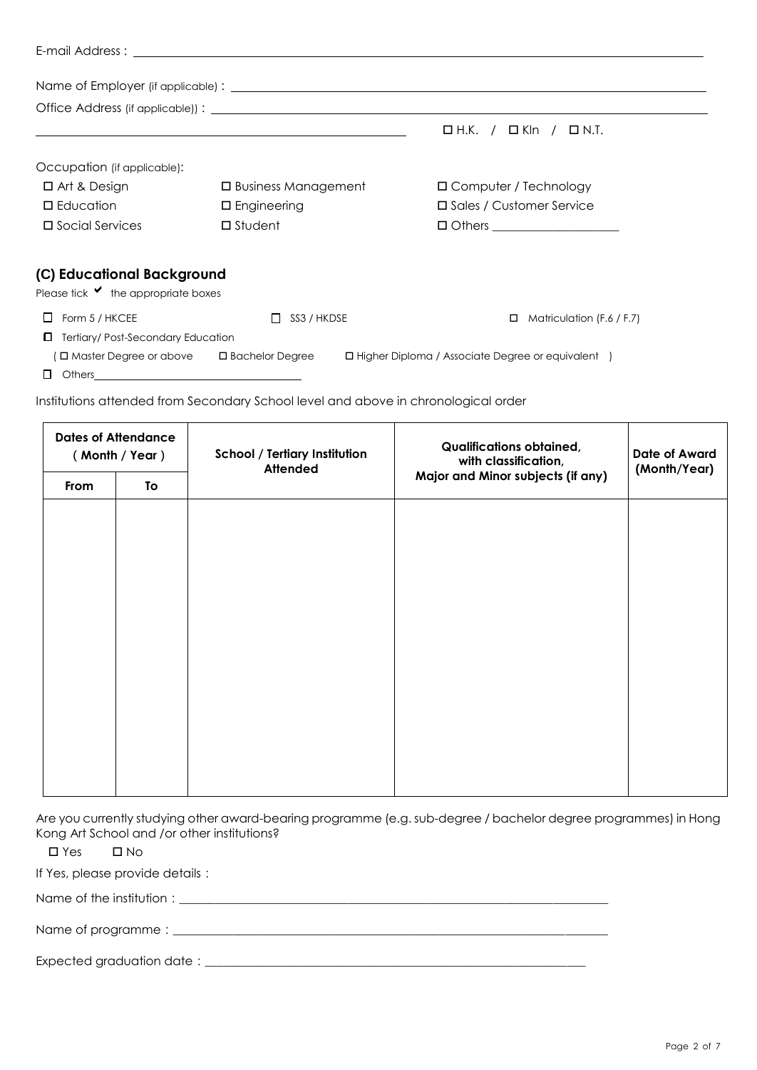E-mail Address : ______________________________________________

Name of Employer (if applicable) : ______________________________________________

Office Address (if applicable)) : ______________________________________________

______________________________________________ ☐ H.K. / ☐ Kln / ☐ N.T.

Occupation (if applicable):

☐ Art & Design ☐ Business Management ☐ Computer / Technology

☐ Education ☐ Engineering ☐ Sales / Customer Service

☐ Social Services ☐ Student ☐ Others ____________________

## (C) Educational Background

Please tick ✔ the appropriate boxes

☐ Form 5 / HKCEE ☐ SS3 / HKDSE ☐ Matriculation (F.6 / F.7)

☐ Tertiary/ Post-Secondary Education

( ☐ Master Degree or above ☐ Bachelor Degree ☐ Higher Diploma / Associate Degree or equivalent )

☐ Others ______________________________

Institutions attended from Secondary School level and above in chronological order

| Dates of Attendance (Month / Year) | | School / Tertiary Institution Attended | Qualifications obtained, with classification, Major and Minor subjects (if any) | Date of Award (Month/Year) |
|---|---|---|---|---|
| From | To | | | |
| | | | | |

Are you currently studying other award-bearing programme (e.g. sub-degree / bachelor degree programmes) in Hong Kong Art School and /or other institutions?

☐ Yes ☐ No

If Yes, please provide details :

Name of the institution : ______________________________________________

Name of programme : ______________________________________________

Expected graduation date : ______________________________________________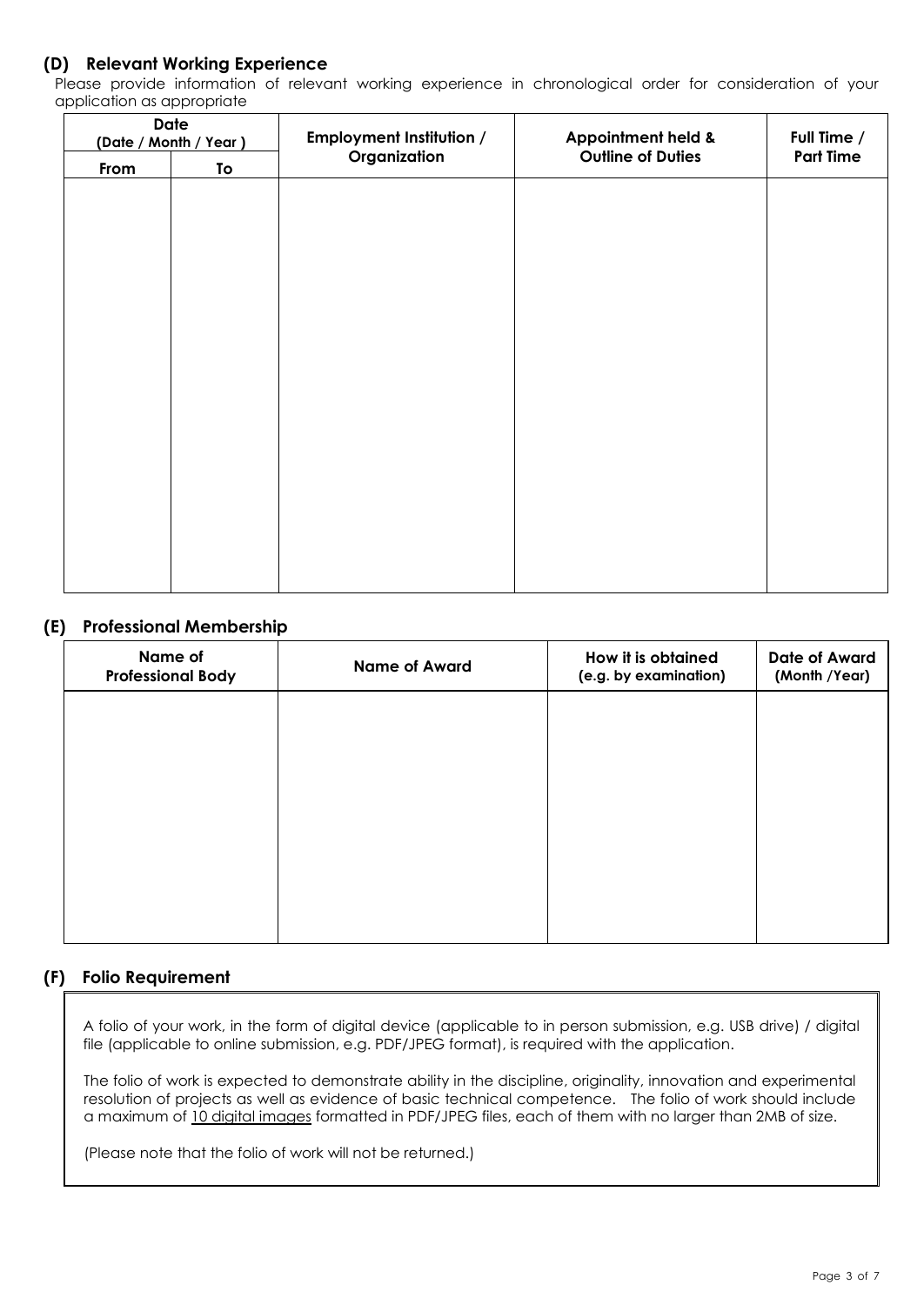## (D) Relevant Working Experience

Please provide information of relevant working experience in chronological order for consideration of your application as appropriate

| Date (Date / Month / Year ) | | Employment Institution / Organization | Appointment held & Outline of Duties | Full Time / Part Time |
|---|---|---|---|---|
| From | To | | | |
| | | | | |

## (E) Professional Membership

| Name of Professional Body | Name of Award | How it is obtained (e.g. by examination) | Date of Award (Month /Year) |
|---|---|---|---|
| | | | |

## (F) Folio Requirement

A folio of your work, in the form of digital device (applicable to in person submission, e.g. USB drive) / digital file (applicable to online submission, e.g. PDF/JPEG format), is required with the application.

The folio of work is expected to demonstrate ability in the discipline, originality, innovation and experimental resolution of projects as well as evidence of basic technical competence. The folio of work should include a maximum of 10 digital images formatted in PDF/JPEG files, each of them with no larger than 2MB of size.

(Please note that the folio of work will not be returned.)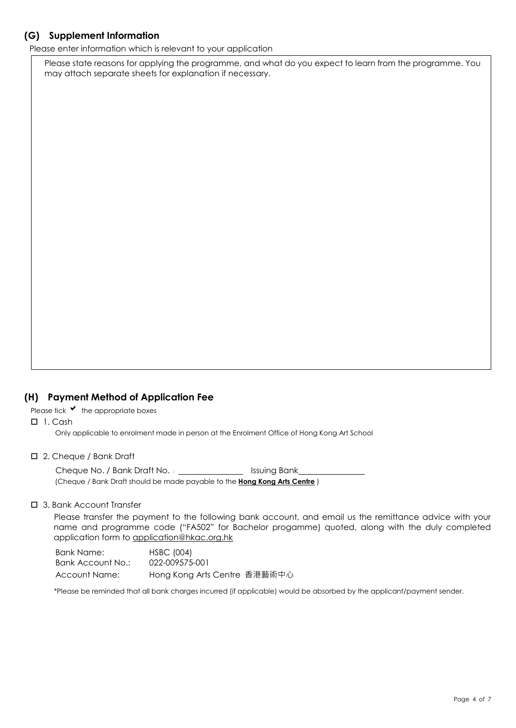## (G) Supplement Information

Please enter information which is relevant to your application

Please state reasons for applying the programme, and what do you expect to learn from the programme. You may attach separate sheets for explanation if necessary.

## (H) Payment Method of Application Fee

Please tick ✔ the appropriate boxes

☐ 1. Cash

Only applicable to enrolment made in person at the Enrolment Office of Hong Kong Art School

☐ 2. Cheque / Bank Draft

Cheque No. / Bank Draft No.：\_\_\_\_\_\_\_\_\_\_\_\_\_\_\_ Issuing Bank\_\_\_\_\_\_\_\_\_\_\_\_\_\_\_

(Cheque / Bank Draft should be made payable to the **Hong Kong Arts Centre** )

☐ 3. Bank Account Transfer

Please transfer the payment to the following bank account, and email us the remittance advice with your name and programme code ("FA502" for Bachelor progamme) quoted, along with the duly completed application form to application@hkac.org.hk

| | |
|---|---|
| Bank Name: | HSBC (004) |
| Bank Account No.: | 022-009575-001 |
| Account Name: | Hong Kong Arts Centre 香港藝術中心 |

*Please be reminded that all bank charges incurred (if applicable) would be absorbed by the applicant/payment sender.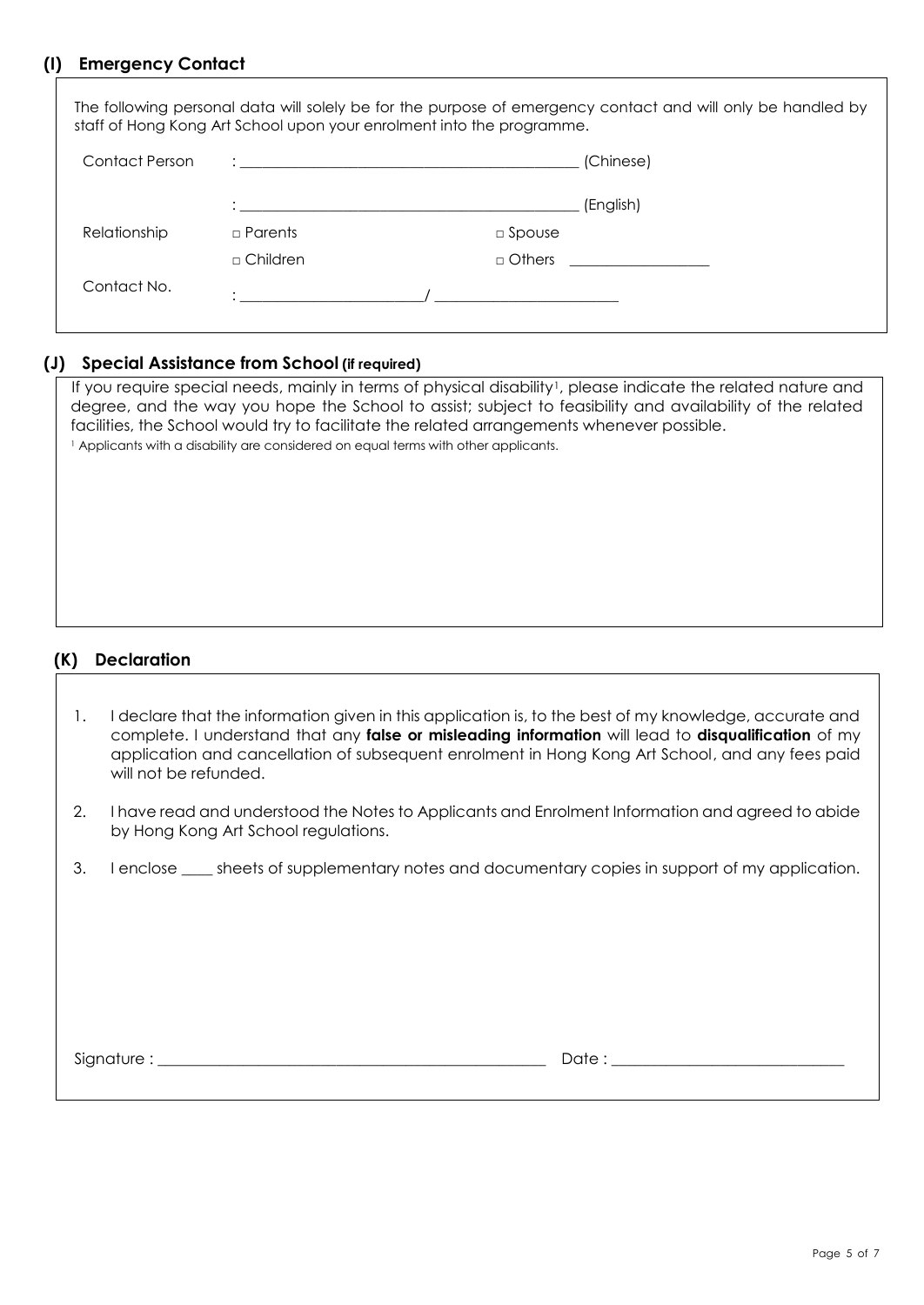## (I) Emergency Contact

The following personal data will solely be for the purpose of emergency contact and will only be handled by staff of Hong Kong Art School upon your enrolment into the programme.

Contact Person : ____________________________________________ (Chinese)

: ____________________________________________ (English)

Relationship

- □ Parents
- □ Spouse
- □ Children
- □ Others __________________

Contact No. : ________________________ / ________________________

## (J) Special Assistance from School (if required)

If you require special needs, mainly in terms of physical disability[1], please indicate the related nature and degree, and the way you hope the School to assist; subject to feasibility and availability of the related facilities, the School would try to facilitate the related arrangements whenever possible.

[1] Applicants with a disability are considered on equal terms with other applicants.

## (K) Declaration

1. I declare that the information given in this application is, to the best of my knowledge, accurate and complete. I understand that any **false or misleading information** will lead to **disqualification** of my application and cancellation of subsequent enrolment in Hong Kong Art School, and any fees paid will not be refunded.
2. I have read and understood the Notes to Applicants and Enrolment Information and agreed to abide by Hong Kong Art School regulations.
3. I enclose ____ sheets of supplementary notes and documentary copies in support of my application.

Signature : ____________________________________________________ Date : ______________________________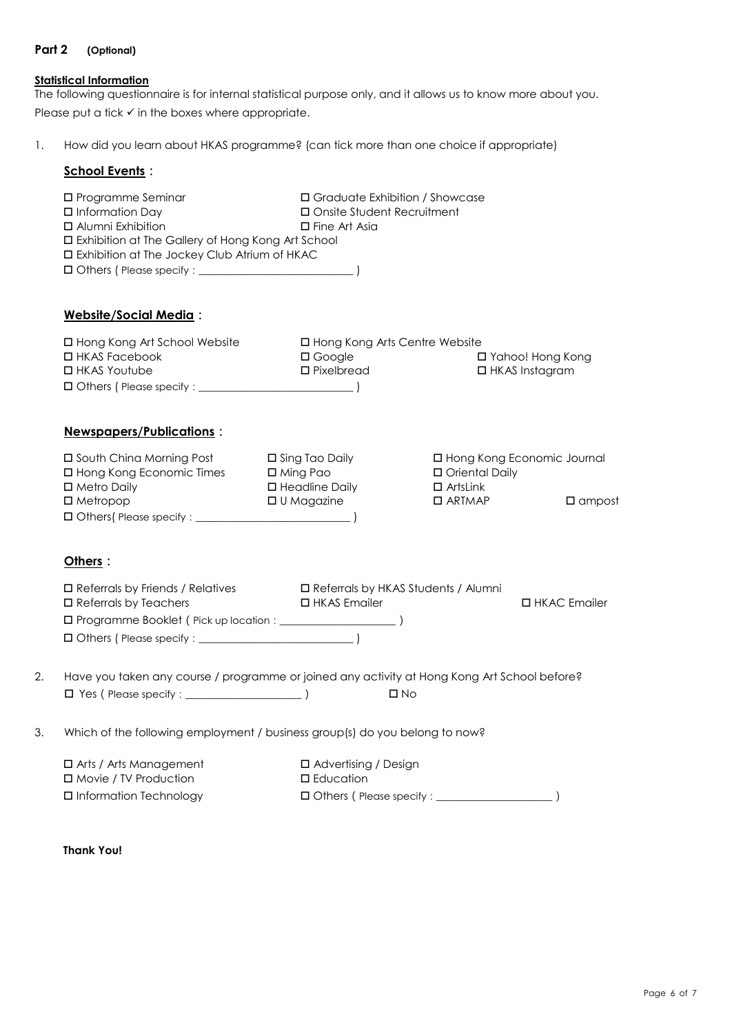## Part 2 **(Optional)**

**Statistical Information**

The following questionnaire is for internal statistical purpose only, and it allows us to know more about you.

Please put a tick ✓ in the boxes where appropriate.

1. How did you learn about HKAS programme? (can tick more than one choice if appropriate)

**School Events :**

- ☐ Programme Seminar
- ☐ Graduate Exhibition / Showcase
- ☐ Information Day
- ☐ Onsite Student Recruitment
- ☐ Alumni Exhibition
- ☐ Fine Art Asia
- ☐ Exhibition at The Gallery of Hong Kong Art School
- ☐ Exhibition at The Jockey Club Atrium of HKAC
- ☐ Others ( Please specify : ____________________________ )

**Website/Social Media :**

- ☐ Hong Kong Art School Website
- ☐ Hong Kong Arts Centre Website
- ☐ HKAS Facebook
- ☐ Google
- ☐ Yahoo! Hong Kong
- ☐ HKAS Youtube
- ☐ Pixelbread
- ☐ HKAS Instagram
- ☐ Others ( Please specify : ____________________________ )

**Newspapers/Publications :**

- ☐ South China Morning Post
- ☐ Sing Tao Daily
- ☐ Hong Kong Economic Journal
- ☐ Hong Kong Economic Times
- ☐ Ming Pao
- ☐ Oriental Daily
- ☐ Metro Daily
- ☐ Headline Daily
- ☐ ArtsLink
- ☐ Metropop
- ☐ U Magazine
- ☐ ARTMAP
- ☐ ampost
- ☐ Others( Please specify : ____________________________ )

**Others :**

- ☐ Referrals by Friends / Relatives
- ☐ Referrals by HKAS Students / Alumni
- ☐ Referrals by Teachers
- ☐ HKAS Emailer
- ☐ HKAC Emailer
- ☐ Programme Booklet ( Pick up location : ____________________ )
- ☐ Others ( Please specify : ____________________________ )

2. Have you taken any course / programme or joined any activity at Hong Kong Art School before?

   ☐ Yes ( Please specify : ____________________ ) ☐ No

3. Which of the following employment / business group(s) do you belong to now?

- ☐ Arts / Arts Management
- ☐ Advertising / Design
- ☐ Movie / TV Production
- ☐ Education
- ☐ Information Technology
- ☐ Others ( Please specify : ____________________ )

**Thank You!**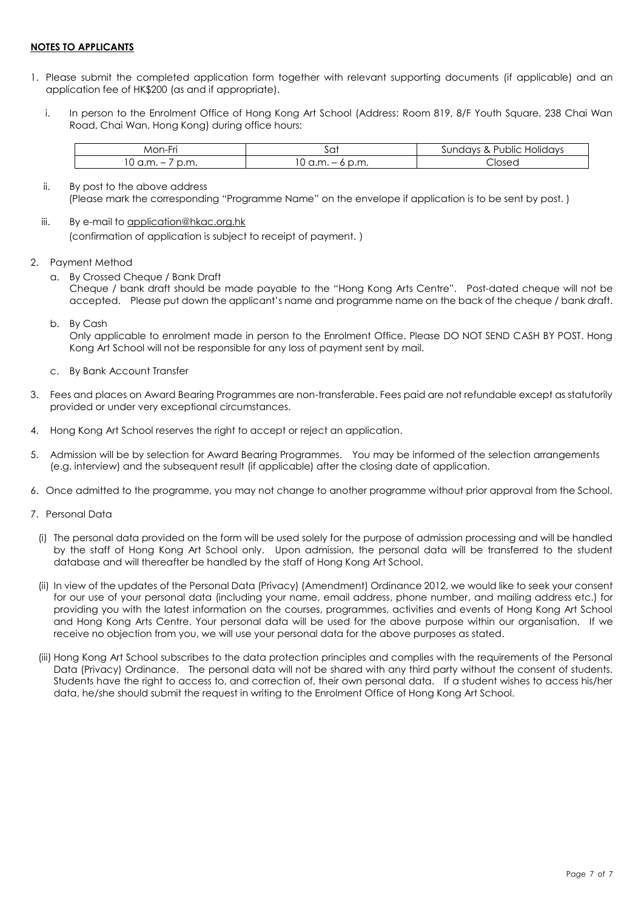**NOTES TO APPLICANTS**

1. Please submit the completed application form together with relevant supporting documents (if applicable) and an application fee of HK$200 (as and if appropriate).

   i. In person to the Enrolment Office of Hong Kong Art School (Address: Room 819, 8/F Youth Square, 238 Chai Wan Road, Chai Wan, Hong Kong) during office hours:

   | Mon-Fri | Sat | Sundays & Public Holidays |
   |---|---|---|
   | 10 a.m. – 7 p.m. | 10 a.m. – 6 p.m. | Closed |

   ii. By post to the above address
   (Please mark the corresponding "Programme Name" on the envelope if application is to be sent by post. )

   iii. By e-mail to application@hkac.org.hk
   (confirmation of application is subject to receipt of payment. )

2. Payment Method

   a. By Crossed Cheque / Bank Draft
   Cheque / bank draft should be made payable to the "Hong Kong Arts Centre". Post-dated cheque will not be accepted. Please put down the applicant's name and programme name on the back of the cheque / bank draft.

   b. By Cash
   Only applicable to enrolment made in person to the Enrolment Office. Please DO NOT SEND CASH BY POST. Hong Kong Art School will not be responsible for any loss of payment sent by mail.

   c. By Bank Account Transfer

3. Fees and places on Award Bearing Programmes are non-transferable. Fees paid are not refundable except as statutorily provided or under very exceptional circumstances.

4. Hong Kong Art School reserves the right to accept or reject an application.

5. Admission will be by selection for Award Bearing Programmes. You may be informed of the selection arrangements (e.g. interview) and the subsequent result (if applicable) after the closing date of application.

6. Once admitted to the programme, you may not change to another programme without prior approval from the School.

7. Personal Data

   (i) The personal data provided on the form will be used solely for the purpose of admission processing and will be handled by the staff of Hong Kong Art School only. Upon admission, the personal data will be transferred to the student database and will thereafter be handled by the staff of Hong Kong Art School.

   (ii) In view of the updates of the Personal Data (Privacy) (Amendment) Ordinance 2012, we would like to seek your consent for our use of your personal data (including your name, email address, phone number, and mailing address etc.) for providing you with the latest information on the courses, programmes, activities and events of Hong Kong Art School and Hong Kong Arts Centre. Your personal data will be used for the above purpose within our organisation. If we receive no objection from you, we will use your personal data for the above purposes as stated.

   (iii) Hong Kong Art School subscribes to the data protection principles and complies with the requirements of the Personal Data (Privacy) Ordinance. The personal data will not be shared with any third party without the consent of students. Students have the right to access to, and correction of, their own personal data. If a student wishes to access his/her data, he/she should submit the request in writing to the Enrolment Office of Hong Kong Art School.